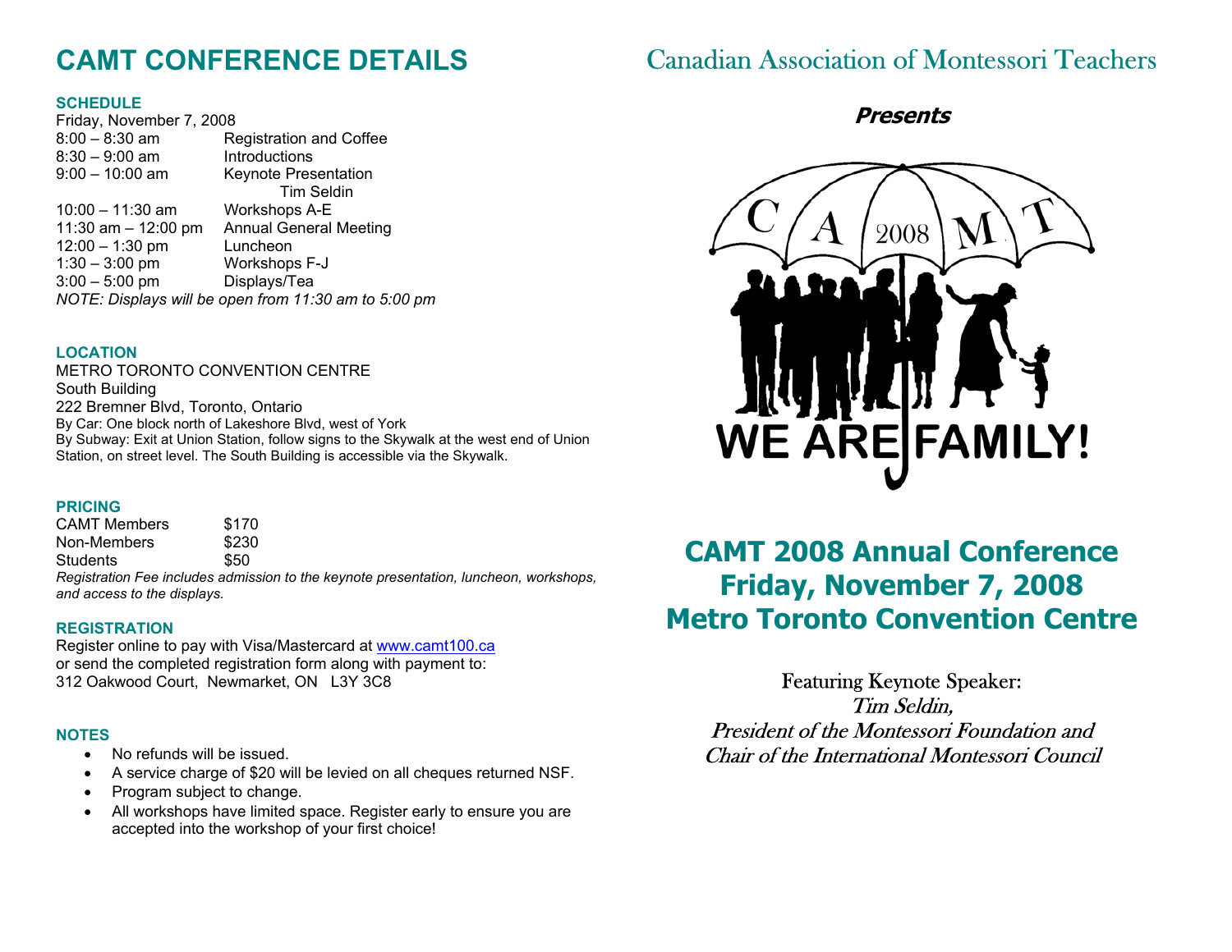# CAMT CONFERENCE DETAILS

### SCHEDULE

Friday, November 7, 2008

| | |
|---|---|
| 8:00 – 8:30 am | Registration and Coffee |
| 8:30 – 9:00 am | Introductions |
| 9:00 – 10:00 am | Keynote Presentation Tim Seldin |
| 10:00 – 11:30 am | Workshops A-E |
| 11:30 am – 12:00 pm | Annual General Meeting |
| 12:00 – 1:30 pm | Luncheon |
| 1:30 – 3:00 pm | Workshops F-J |
| 3:00 – 5:00 pm | Displays/Tea |

*NOTE: Displays will be open from 11:30 am to 5:00 pm*

### LOCATION

METRO TORONTO CONVENTION CENTRE
South Building
222 Bremner Blvd, Toronto, Ontario
By Car: One block north of Lakeshore Blvd, west of York
By Subway: Exit at Union Station, follow signs to the Skywalk at the west end of Union Station, on street level. The South Building is accessible via the Skywalk.

### PRICING

| | |
|---|---|
| CAMT Members | $170 |
| Non-Members | $230 |
| Students | $50 |

*Registration Fee includes admission to the keynote presentation, luncheon, workshops, and access to the displays.*

### REGISTRATION

Register online to pay with Visa/Mastercard at www.camt100.ca
or send the completed registration form along with payment to:
312 Oakwood Court, Newmarket, ON L3Y 3C8

### NOTES

- No refunds will be issued.
- A service charge of $20 will be levied on all cheques returned NSF.
- Program subject to change.
- All workshops have limited space. Register early to ensure you are accepted into the workshop of your first choice!

# Canadian Association of Montessori Teachers

***Presents***

C A 2008 M T

WE ARE FAMILY!

## CAMT 2008 Annual Conference
## Friday, November 7, 2008
## Metro Toronto Convention Centre

Featuring Keynote Speaker:
*Tim Seldin,*
*President of the Montessori Foundation and*
*Chair of the International Montessori Council*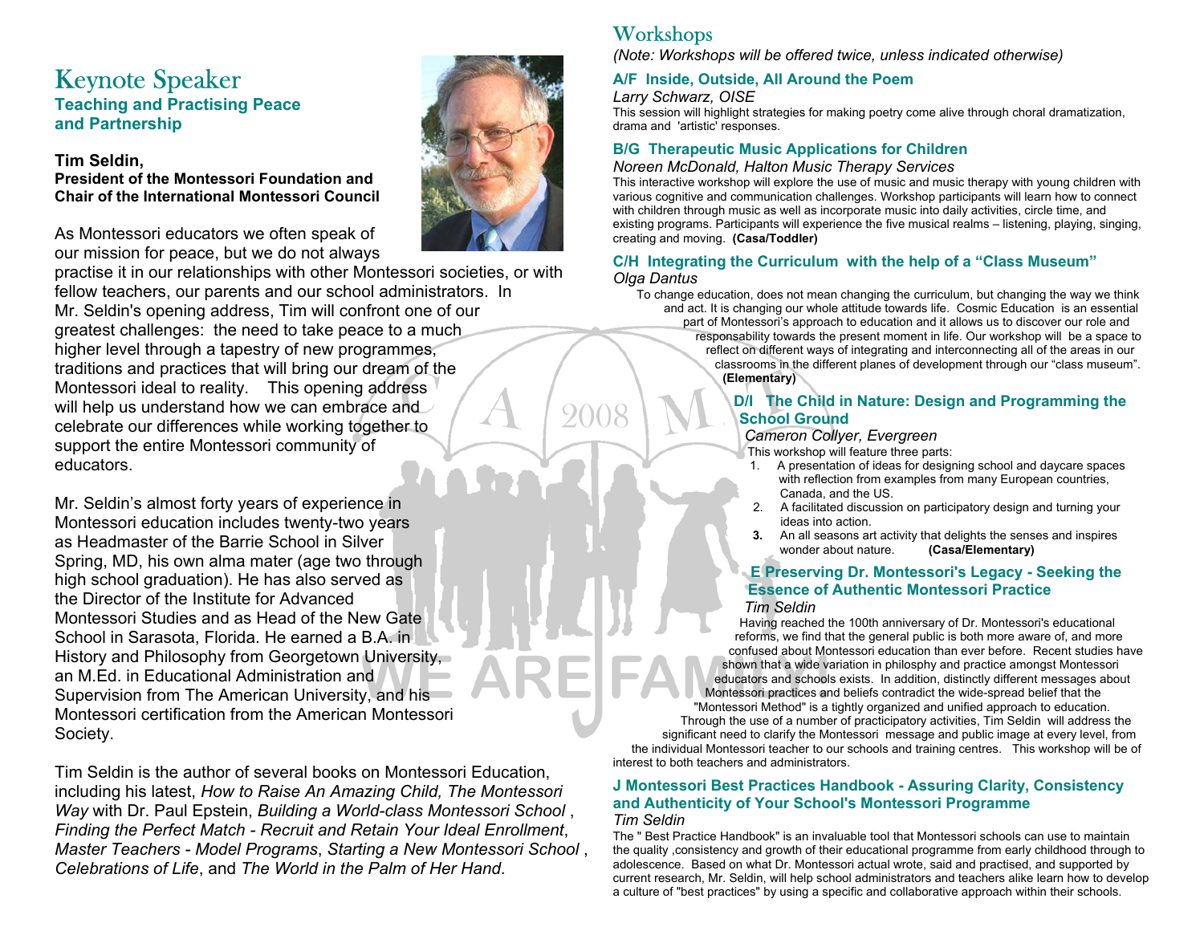# Keynote Speaker

## Teaching and Practising Peace and Partnership

**Tim Seldin,**
**President of the Montessori Foundation and Chair of the International Montessori Council**

As Montessori educators we often speak of our mission for peace, but we do not always practise it in our relationships with other Montessori societies, or with fellow teachers, our parents and our school administrators. In Mr. Seldin's opening address, Tim will confront one of our greatest challenges: the need to take peace to a much higher level through a tapestry of new programmes, traditions and practices that will bring our dream of the Montessori ideal to reality. This opening address will help us understand how we can embrace and celebrate our differences while working together to support the entire Montessori community of educators.

Mr. Seldin's almost forty years of experience in Montessori education includes twenty-two years as Headmaster of the Barrie School in Silver Spring, MD, his own alma mater (age two through high school graduation). He has also served as the Director of the Institute for Advanced Montessori Studies and as Head of the New Gate School in Sarasota, Florida. He earned a B.A. in History and Philosophy from Georgetown University, an M.Ed. in Educational Administration and Supervision from The American University, and his Montessori certification from the American Montessori Society.

Tim Seldin is the author of several books on Montessori Education, including his latest, *How to Raise An Amazing Child, The Montessori Way* with Dr. Paul Epstein, *Building a World-class Montessori School* , *Finding the Perfect Match - Recruit and Retain Your Ideal Enrollment*, *Master Teachers - Model Programs*, *Starting a New Montessori School* , *Celebrations of Life*, and *The World in the Palm of Her Hand*.

# Workshops

*(Note: Workshops will be offered twice, unless indicated otherwise)*

### A/F Inside, Outside, All Around the Poem

*Larry Schwarz, OISE*

This session will highlight strategies for making poetry come alive through choral dramatization, drama and 'artistic' responses.

### B/G Therapeutic Music Applications for Children

*Noreen McDonald, Halton Music Therapy Services*

This interactive workshop will explore the use of music and music therapy with young children with various cognitive and communication challenges. Workshop participants will learn how to connect with children through music as well as incorporate music into daily activities, circle time, and existing programs. Participants will experience the five musical realms – listening, playing, singing, creating and moving. **(Casa/Toddler)**

### C/H Integrating the Curriculum with the help of a "Class Museum"

*Olga Dantus*

To change education, does not mean changing the curriculum, but changing the way we think and act. It is changing our whole attitude towards life. Cosmic Education is an essential part of Montessori's approach to education and it allows us to discover our role and responsability towards the present moment in life. Our workshop will be a space to reflect on different ways of integrating and interconnecting all of the areas in our classrooms in the different planes of development through our "class museum". **(Elementary)**

### D/I The Child in Nature: Design and Programming the School Ground

*Cameron Collyer, Evergreen*

This workshop will feature three parts:

1. A presentation of ideas for designing school and daycare spaces with reflection from examples from many European countries, Canada, and the US.
2. A facilitated discussion on participatory design and turning your ideas into action.
3. An all seasons art activity that delights the senses and inspires wonder about nature. **(Casa/Elementary)**

### E Preserving Dr. Montessori's Legacy - Seeking the Essence of Authentic Montessori Practice

*Tim Seldin*

Having reached the 100th anniversary of Dr. Montessori's educational reforms, we find that the general public is both more aware of, and more confused about Montessori education than ever before. Recent studies have shown that a wide variation in philosphy and practice amongst Montessori educators and schools exists. In addition, distinctly different messages about Montessori practices and beliefs contradict the wide-spread belief that the "Montessori Method" is a tightly organized and unified approach to education. Through the use of a number of practicipatory activities, Tim Seldin will address the significant need to clarify the Montessori message and public image at every level, from the individual Montessori teacher to our schools and training centres. This workshop will be of interest to both teachers and administrators.

### J Montessori Best Practices Handbook - Assuring Clarity, Consistency and Authenticity of Your School's Montessori Programme

*Tim Seldin*

The " Best Practice Handbook" is an invaluable tool that Montessori schools can use to maintain the quality ,consistency and growth of their educational programme from early childhood through to adolescence. Based on what Dr. Montessori actual wrote, said and practised, and supported by current research, Mr. Seldin, will help school administrators and teachers alike learn how to develop a culture of "best practices" by using a specific and collaborative approach within their schools.